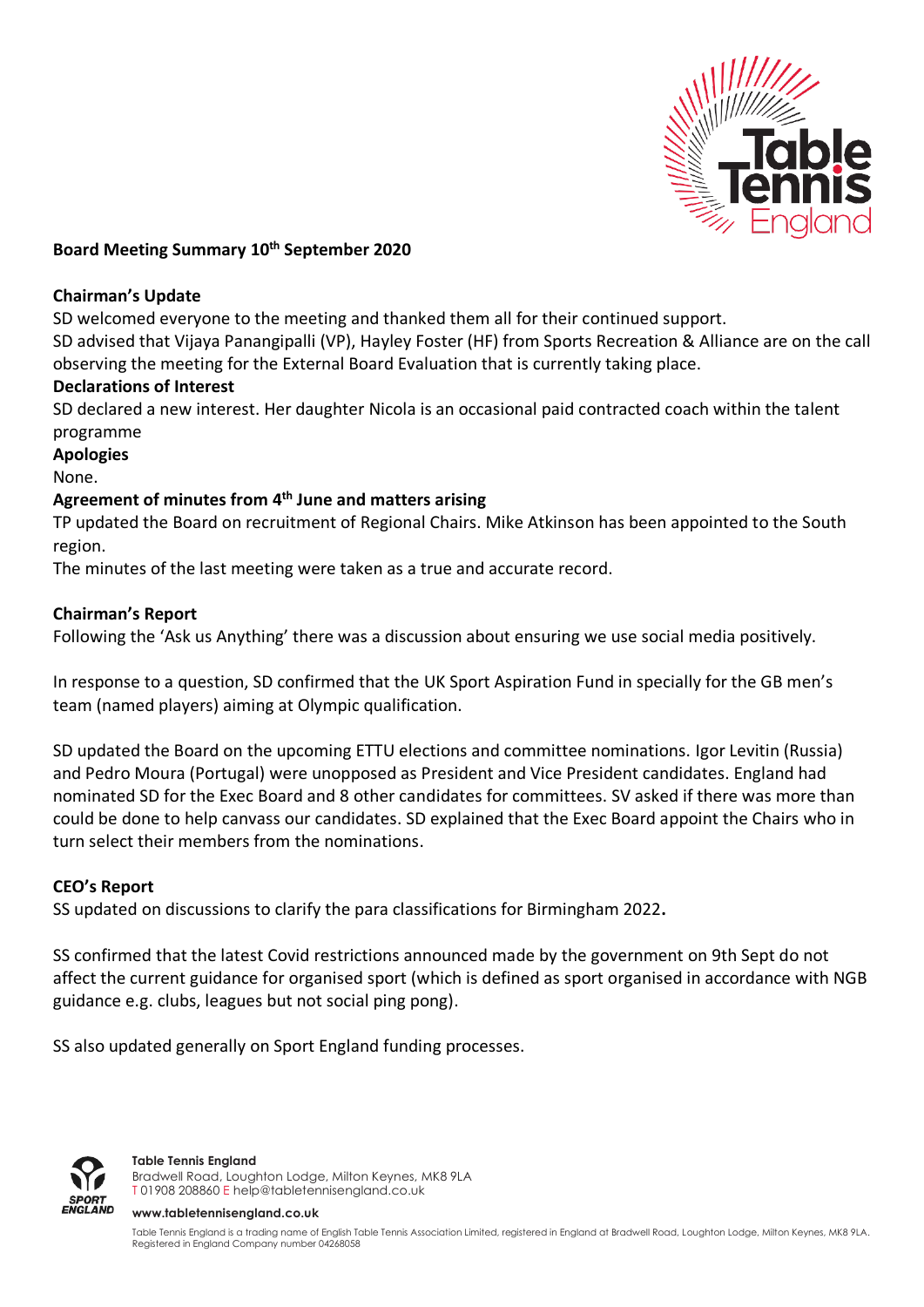**Board Meeting Summary 10th September 2020**

**Chairman's Update**

SD welcomed everyone to the meeting and thanked them all for their continued support.

SD advised that Vijaya Panangipalli (VP), Hayley Foster (HF) from Sports Recreation & Alliance are on the call observing the meeting for the External Board Evaluation that is currently taking place.

**Declarations of Interest**

SD declared a new interest. Her daughter Nicola is an occasional paid contracted coach within the talent programme

**Apologies**

None.

**Agreement of minutes from 4th June and matters arising**

TP updated the Board on recruitment of Regional Chairs. Mike Atkinson has been appointed to the South region.

The minutes of the last meeting were taken as a true and accurate record.

**Chairman's Report**

Following the 'Ask us Anything' there was a discussion about ensuring we use social media positively.

In response to a question, SD confirmed that the UK Sport Aspiration Fund in specially for the GB men's team (named players) aiming at Olympic qualification.

SD updated the Board on the upcoming ETTU elections and committee nominations. Igor Levitin (Russia) and Pedro Moura (Portugal) were unopposed as President and Vice President candidates. England had nominated SD for the Exec Board and 8 other candidates for committees. SV asked if there was more than could be done to help canvass our candidates. SD explained that the Exec Board appoint the Chairs who in turn select their members from the nominations.

**CEO's Report**

SS updated on discussions to clarify the para classifications for Birmingham 2022**.**

SS confirmed that the latest Covid restrictions announced made by the government on 9th Sept do not affect the current guidance for organised sport (which is defined as sport organised in accordance with NGB guidance e.g. clubs, leagues but not social ping pong).

SS also updated generally on Sport England funding processes.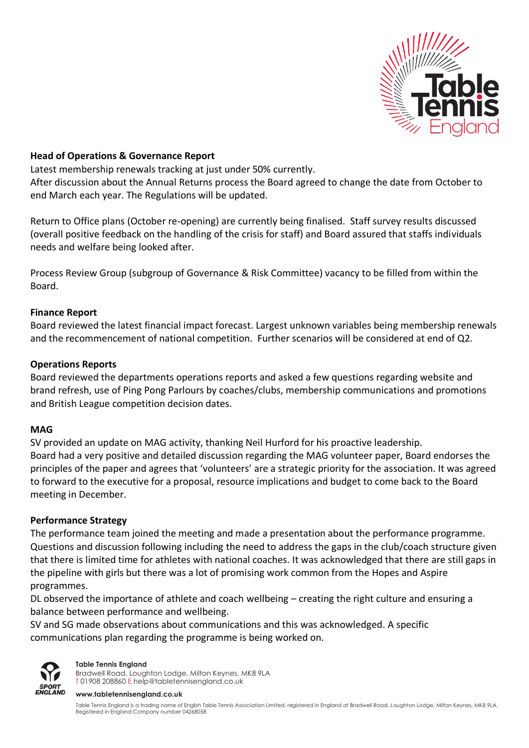**Head of Operations & Governance Report**

Latest membership renewals tracking at just under 50% currently.
After discussion about the Annual Returns process the Board agreed to change the date from October to end March each year. The Regulations will be updated.

Return to Office plans (October re-opening) are currently being finalised. Staff survey results discussed (overall positive feedback on the handling of the crisis for staff) and Board assured that staffs individuals needs and welfare being looked after.

Process Review Group (subgroup of Governance & Risk Committee) vacancy to be filled from within the Board.

**Finance Report**

Board reviewed the latest financial impact forecast. Largest unknown variables being membership renewals and the recommencement of national competition. Further scenarios will be considered at end of Q2.

**Operations Reports**

Board reviewed the departments operations reports and asked a few questions regarding website and brand refresh, use of Ping Pong Parlours by coaches/clubs, membership communications and promotions and British League competition decision dates.

**MAG**

SV provided an update on MAG activity, thanking Neil Hurford for his proactive leadership.
Board had a very positive and detailed discussion regarding the MAG volunteer paper, Board endorses the principles of the paper and agrees that 'volunteers' are a strategic priority for the association. It was agreed to forward to the executive for a proposal, resource implications and budget to come back to the Board meeting in December.

**Performance Strategy**

The performance team joined the meeting and made a presentation about the performance programme. Questions and discussion following including the need to address the gaps in the club/coach structure given that there is limited time for athletes with national coaches. It was acknowledged that there are still gaps in the pipeline with girls but there was a lot of promising work common from the Hopes and Aspire programmes.
DL observed the importance of athlete and coach wellbeing – creating the right culture and ensuring a balance between performance and wellbeing.
SV and SG made observations about communications and this was acknowledged. A specific communications plan regarding the programme is being worked on.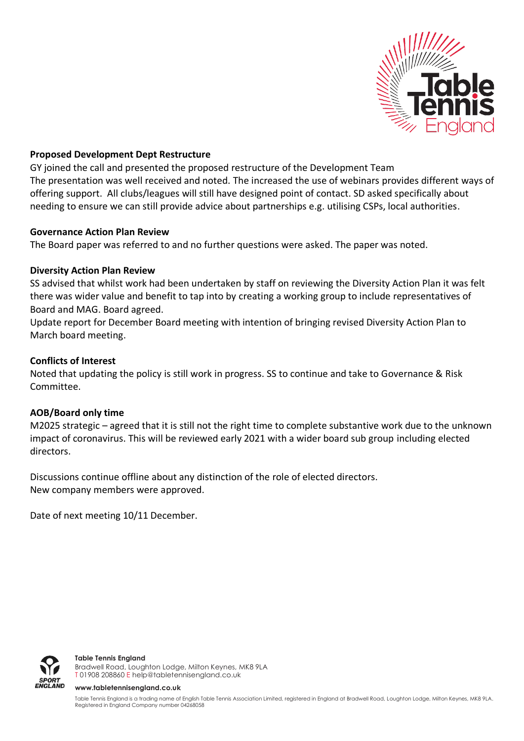**Proposed Development Dept Restructure**

GY joined the call and presented the proposed restructure of the Development Team

The presentation was well received and noted. The increased the use of webinars provides different ways of offering support. All clubs/leagues will still have designed point of contact. SD asked specifically about needing to ensure we can still provide advice about partnerships e.g. utilising CSPs, local authorities.

**Governance Action Plan Review**

The Board paper was referred to and no further questions were asked. The paper was noted.

**Diversity Action Plan Review**

SS advised that whilst work had been undertaken by staff on reviewing the Diversity Action Plan it was felt there was wider value and benefit to tap into by creating a working group to include representatives of Board and MAG. Board agreed.

Update report for December Board meeting with intention of bringing revised Diversity Action Plan to March board meeting.

**Conflicts of Interest**

Noted that updating the policy is still work in progress. SS to continue and take to Governance & Risk Committee.

**AOB/Board only time**

M2025 strategic – agreed that it is still not the right time to complete substantive work due to the unknown impact of coronavirus. This will be reviewed early 2021 with a wider board sub group including elected directors.

Discussions continue offline about any distinction of the role of elected directors.

New company members were approved.

Date of next meeting 10/11 December.